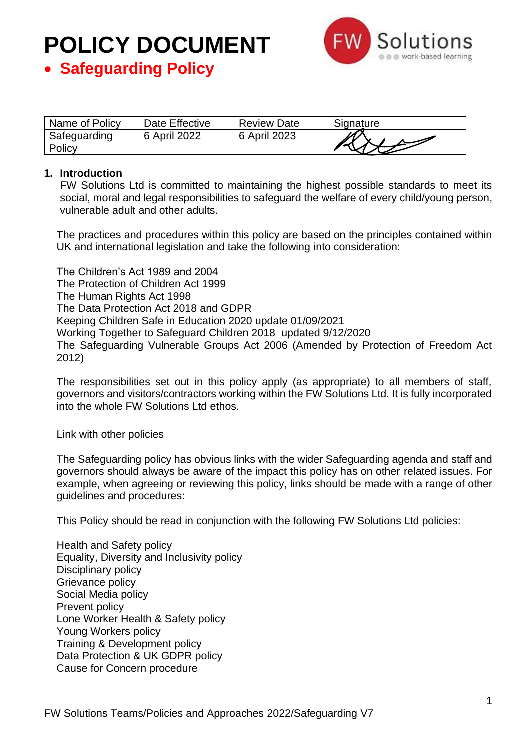# POLICY DOCUMENT

- **Safeguarding Policy**

| Name of Policy | Date Effective | Review Date | Signature |
|---|---|---|---|
| Safeguarding Policy | 6 April 2022 | 6 April 2023 | |

## 1. Introduction

FW Solutions Ltd is committed to maintaining the highest possible standards to meet its social, moral and legal responsibilities to safeguard the welfare of every child/young person, vulnerable adult and other adults.

The practices and procedures within this policy are based on the principles contained within UK and international legislation and take the following into consideration:

The Children's Act 1989 and 2004
The Protection of Children Act 1999
The Human Rights Act 1998
The Data Protection Act 2018 and GDPR
Keeping Children Safe in Education 2020 update 01/09/2021
Working Together to Safeguard Children 2018 updated 9/12/2020
The Safeguarding Vulnerable Groups Act 2006 (Amended by Protection of Freedom Act 2012)

The responsibilities set out in this policy apply (as appropriate) to all members of staff, governors and visitors/contractors working within the FW Solutions Ltd. It is fully incorporated into the whole FW Solutions Ltd ethos.

Link with other policies

The Safeguarding policy has obvious links with the wider Safeguarding agenda and staff and governors should always be aware of the impact this policy has on other related issues. For example, when agreeing or reviewing this policy, links should be made with a range of other guidelines and procedures:

This Policy should be read in conjunction with the following FW Solutions Ltd policies:

Health and Safety policy
Equality, Diversity and Inclusivity policy
Disciplinary policy
Grievance policy
Social Media policy
Prevent policy
Lone Worker Health & Safety policy
Young Workers policy
Training & Development policy
Data Protection & UK GDPR policy
Cause for Concern procedure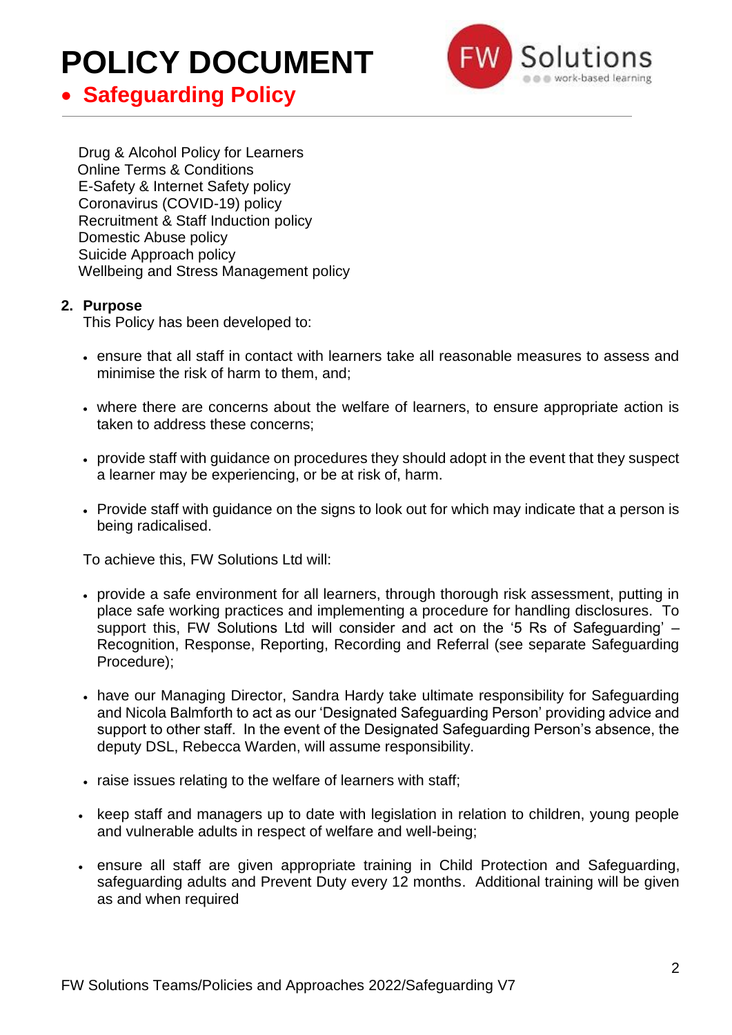Drug & Alcohol Policy for Learners
Online Terms & Conditions
E-Safety & Internet Safety policy
Coronavirus (COVID-19) policy
Recruitment & Staff Induction policy
Domestic Abuse policy
Suicide Approach policy
Wellbeing and Stress Management policy

## 2. Purpose

This Policy has been developed to:

- ensure that all staff in contact with learners take all reasonable measures to assess and minimise the risk of harm to them, and;
- where there are concerns about the welfare of learners, to ensure appropriate action is taken to address these concerns;
- provide staff with guidance on procedures they should adopt in the event that they suspect a learner may be experiencing, or be at risk of, harm.
- Provide staff with guidance on the signs to look out for which may indicate that a person is being radicalised.

To achieve this, FW Solutions Ltd will:

- provide a safe environment for all learners, through thorough risk assessment, putting in place safe working practices and implementing a procedure for handling disclosures. To support this, FW Solutions Ltd will consider and act on the '5 Rs of Safeguarding' – Recognition, Response, Reporting, Recording and Referral (see separate Safeguarding Procedure);
- have our Managing Director, Sandra Hardy take ultimate responsibility for Safeguarding and Nicola Balmforth to act as our 'Designated Safeguarding Person' providing advice and support to other staff. In the event of the Designated Safeguarding Person's absence, the deputy DSL, Rebecca Warden, will assume responsibility.
- raise issues relating to the welfare of learners with staff;
- keep staff and managers up to date with legislation in relation to children, young people and vulnerable adults in respect of welfare and well-being;
- ensure all staff are given appropriate training in Child Protection and Safeguarding, safeguarding adults and Prevent Duty every 12 months. Additional training will be given as and when required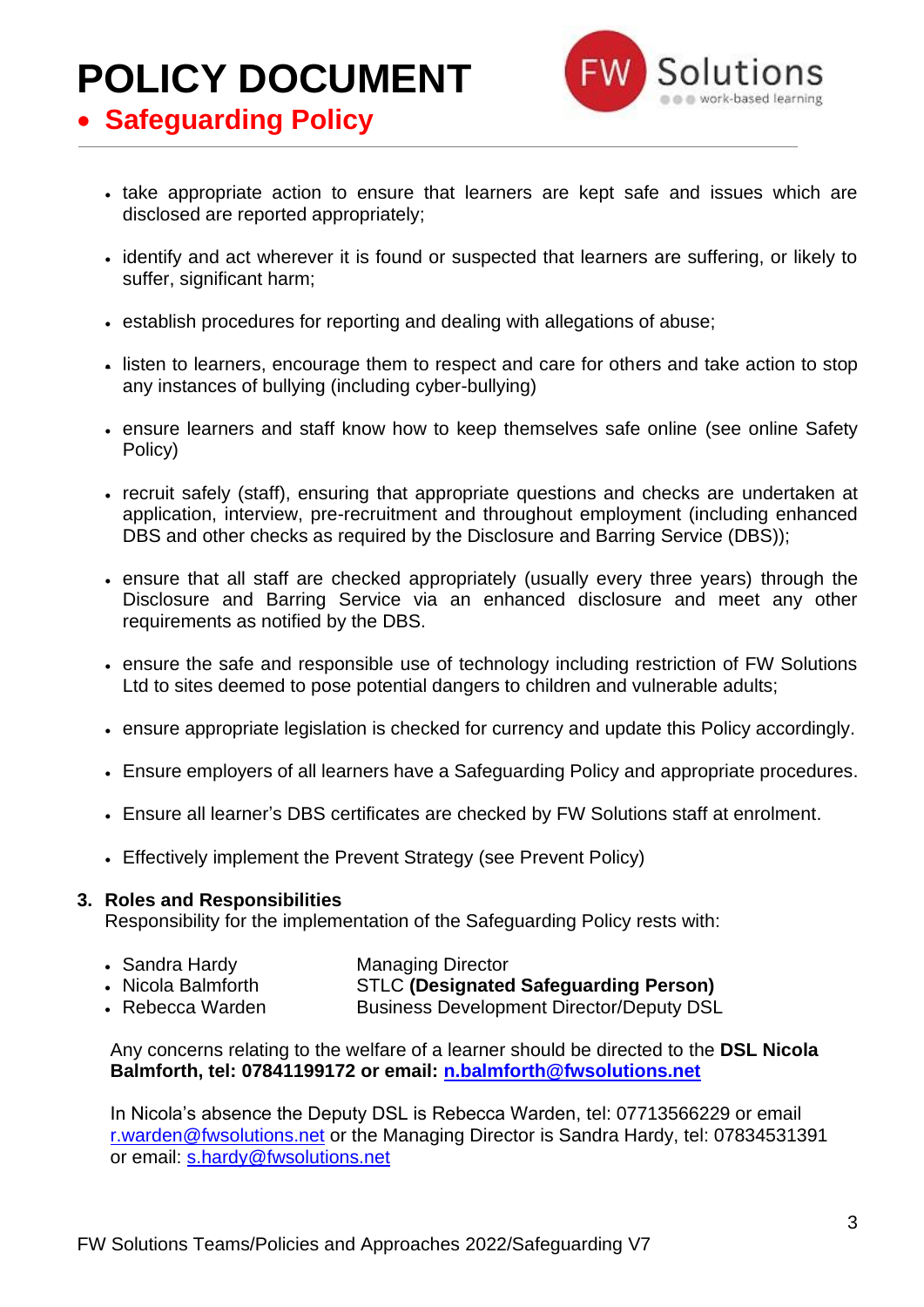- take appropriate action to ensure that learners are kept safe and issues which are disclosed are reported appropriately;
- identify and act wherever it is found or suspected that learners are suffering, or likely to suffer, significant harm;
- establish procedures for reporting and dealing with allegations of abuse;
- listen to learners, encourage them to respect and care for others and take action to stop any instances of bullying (including cyber-bullying)
- ensure learners and staff know how to keep themselves safe online (see online Safety Policy)
- recruit safely (staff), ensuring that appropriate questions and checks are undertaken at application, interview, pre-recruitment and throughout employment (including enhanced DBS and other checks as required by the Disclosure and Barring Service (DBS));
- ensure that all staff are checked appropriately (usually every three years) through the Disclosure and Barring Service via an enhanced disclosure and meet any other requirements as notified by the DBS.
- ensure the safe and responsible use of technology including restriction of FW Solutions Ltd to sites deemed to pose potential dangers to children and vulnerable adults;
- ensure appropriate legislation is checked for currency and update this Policy accordingly.
- Ensure employers of all learners have a Safeguarding Policy and appropriate procedures.
- Ensure all learner's DBS certificates are checked by FW Solutions staff at enrolment.
- Effectively implement the Prevent Strategy (see Prevent Policy)

## 3. Roles and Responsibilities

Responsibility for the implementation of the Safeguarding Policy rests with:

| | |
|---|---|
| Sandra Hardy | Managing Director |
| Nicola Balmforth | STLC **(Designated Safeguarding Person)** |
| Rebecca Warden | Business Development Director/Deputy DSL |

Any concerns relating to the welfare of a learner should be directed to the **DSL Nicola Balmforth, tel: 07841199172 or email: n.balmforth@fwsolutions.net**

In Nicola's absence the Deputy DSL is Rebecca Warden, tel: 07713566229 or email r.warden@fwsolutions.net or the Managing Director is Sandra Hardy, tel: 07834531391 or email: s.hardy@fwsolutions.net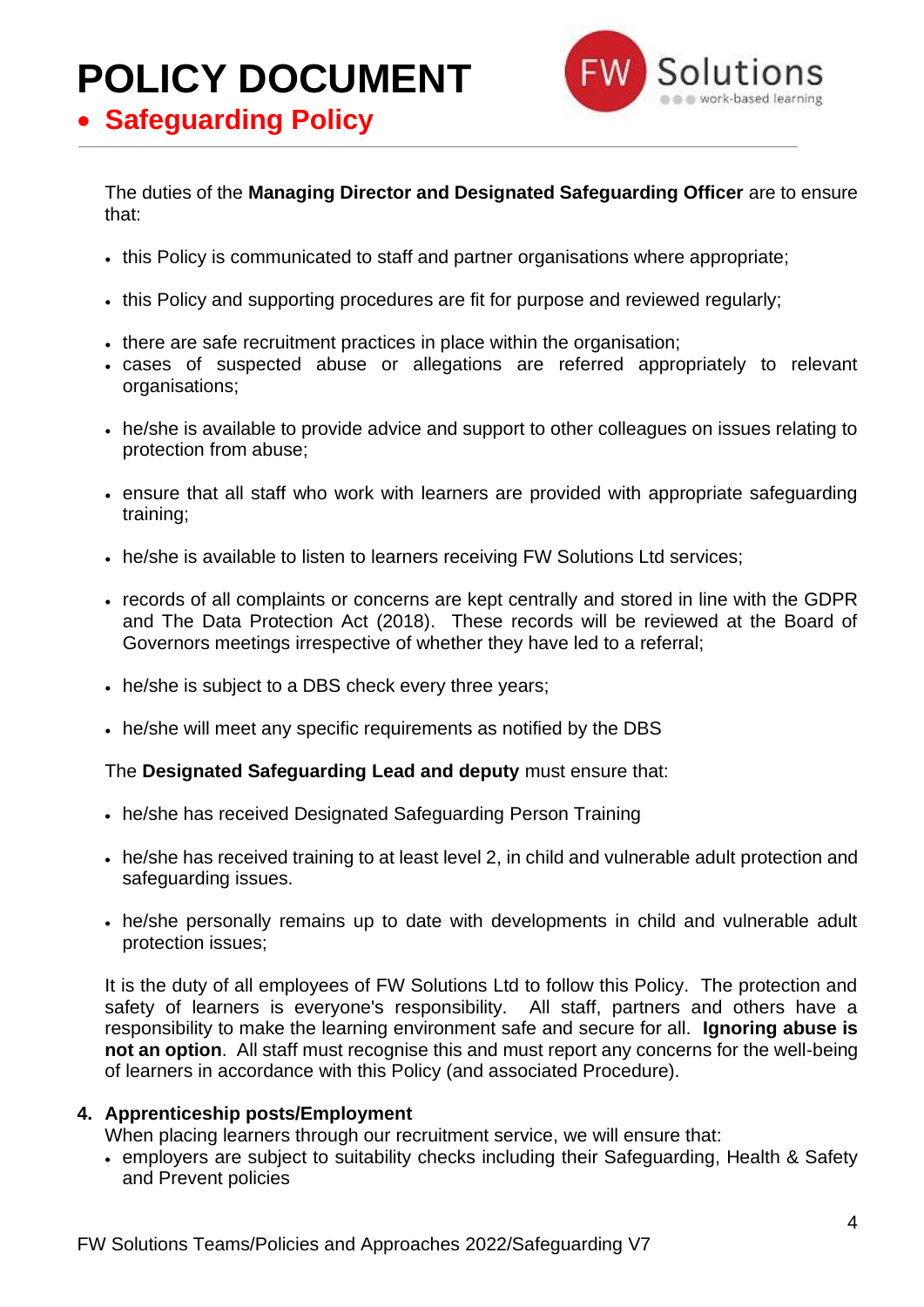The duties of the **Managing Director and Designated Safeguarding Officer** are to ensure that:

- this Policy is communicated to staff and partner organisations where appropriate;
- this Policy and supporting procedures are fit for purpose and reviewed regularly;
- there are safe recruitment practices in place within the organisation;
- cases of suspected abuse or allegations are referred appropriately to relevant organisations;
- he/she is available to provide advice and support to other colleagues on issues relating to protection from abuse;
- ensure that all staff who work with learners are provided with appropriate safeguarding training;
- he/she is available to listen to learners receiving FW Solutions Ltd services;
- records of all complaints or concerns are kept centrally and stored in line with the GDPR and The Data Protection Act (2018). These records will be reviewed at the Board of Governors meetings irrespective of whether they have led to a referral;
- he/she is subject to a DBS check every three years;
- he/she will meet any specific requirements as notified by the DBS

The **Designated Safeguarding Lead and deputy** must ensure that:

- he/she has received Designated Safeguarding Person Training
- he/she has received training to at least level 2, in child and vulnerable adult protection and safeguarding issues.
- he/she personally remains up to date with developments in child and vulnerable adult protection issues;

It is the duty of all employees of FW Solutions Ltd to follow this Policy. The protection and safety of learners is everyone's responsibility. All staff, partners and others have a responsibility to make the learning environment safe and secure for all. **Ignoring abuse is not an option**. All staff must recognise this and must report any concerns for the well-being of learners in accordance with this Policy (and associated Procedure).

## 4. Apprenticeship posts/Employment

When placing learners through our recruitment service, we will ensure that:

- employers are subject to suitability checks including their Safeguarding, Health & Safety and Prevent policies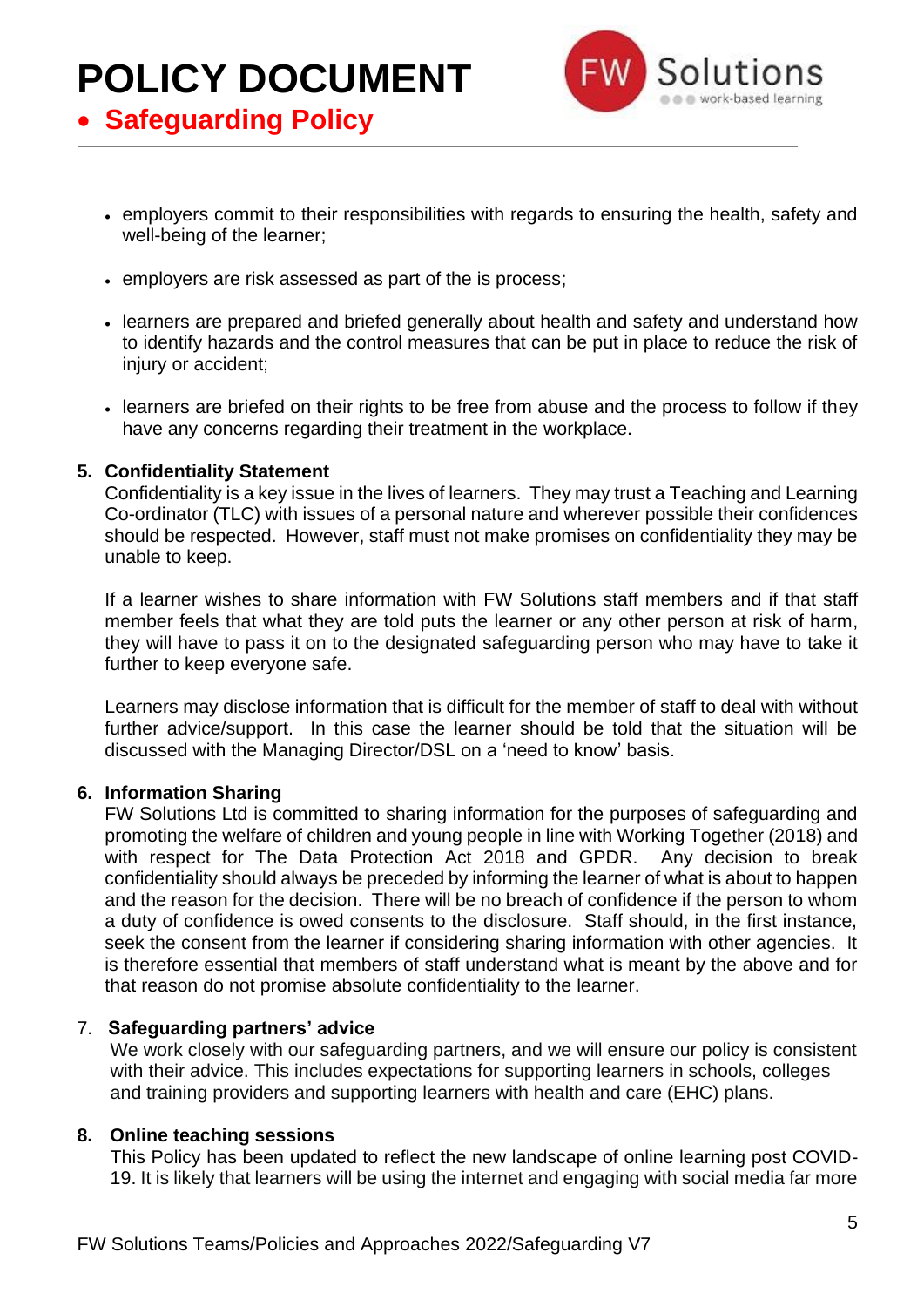- employers commit to their responsibilities with regards to ensuring the health, safety and well-being of the learner;
- employers are risk assessed as part of the is process;
- learners are prepared and briefed generally about health and safety and understand how to identify hazards and the control measures that can be put in place to reduce the risk of injury or accident;
- learners are briefed on their rights to be free from abuse and the process to follow if they have any concerns regarding their treatment in the workplace.

**5. Confidentiality Statement**

Confidentiality is a key issue in the lives of learners. They may trust a Teaching and Learning Co-ordinator (TLC) with issues of a personal nature and wherever possible their confidences should be respected. However, staff must not make promises on confidentiality they may be unable to keep.

If a learner wishes to share information with FW Solutions staff members and if that staff member feels that what they are told puts the learner or any other person at risk of harm, they will have to pass it on to the designated safeguarding person who may have to take it further to keep everyone safe.

Learners may disclose information that is difficult for the member of staff to deal with without further advice/support. In this case the learner should be told that the situation will be discussed with the Managing Director/DSL on a 'need to know' basis.

**6. Information Sharing**

FW Solutions Ltd is committed to sharing information for the purposes of safeguarding and promoting the welfare of children and young people in line with Working Together (2018) and with respect for The Data Protection Act 2018 and GPDR. Any decision to break confidentiality should always be preceded by informing the learner of what is about to happen and the reason for the decision. There will be no breach of confidence if the person to whom a duty of confidence is owed consents to the disclosure. Staff should, in the first instance, seek the consent from the learner if considering sharing information with other agencies. It is therefore essential that members of staff understand what is meant by the above and for that reason do not promise absolute confidentiality to the learner.

7. **Safeguarding partners' advice**

We work closely with our safeguarding partners, and we will ensure our policy is consistent with their advice. This includes expectations for supporting learners in schools, colleges and training providers and supporting learners with health and care (EHC) plans.

**8. Online teaching sessions**

This Policy has been updated to reflect the new landscape of online learning post COVID-19. It is likely that learners will be using the internet and engaging with social media far more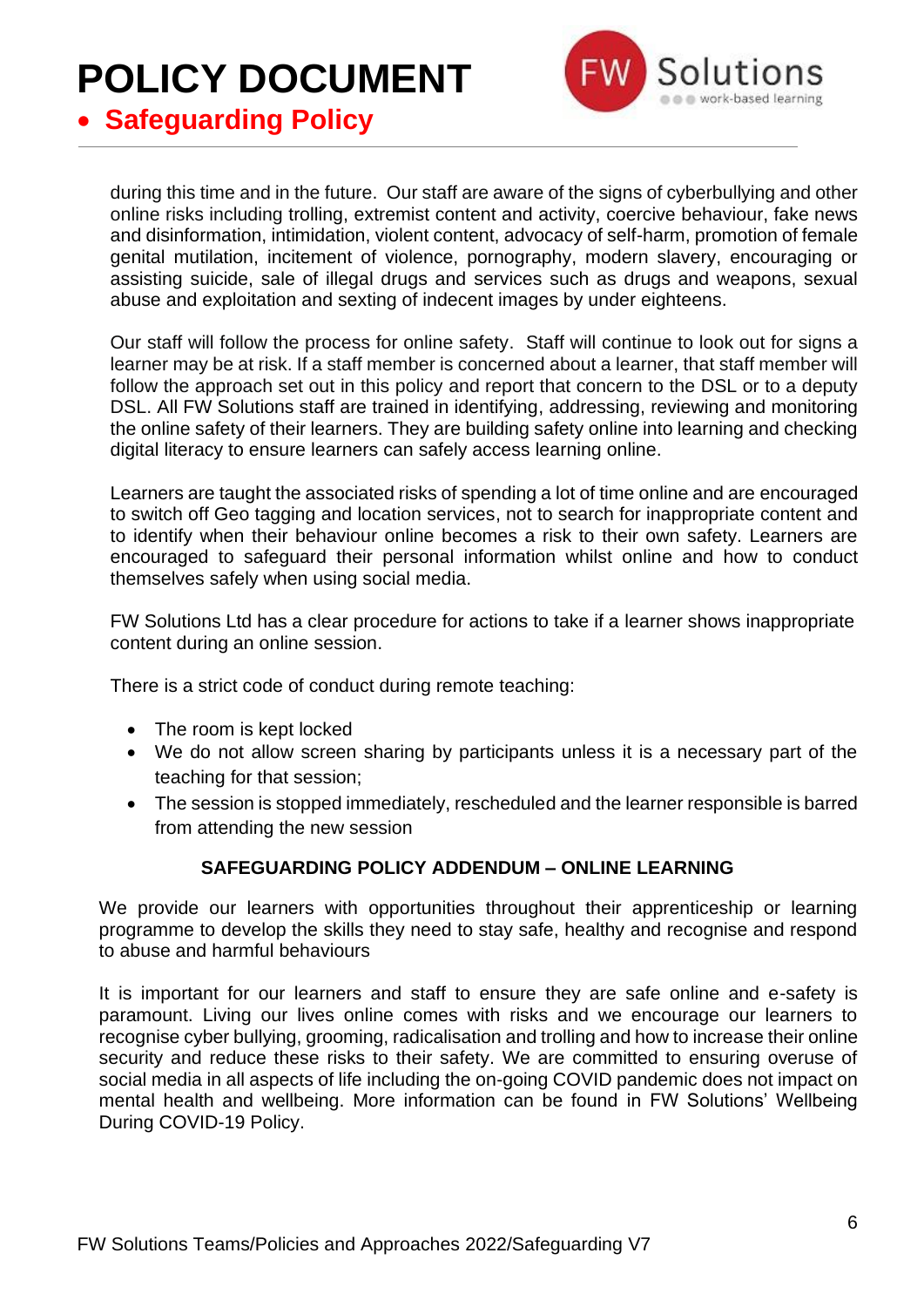during this time and in the future. Our staff are aware of the signs of cyberbullying and other online risks including trolling, extremist content and activity, coercive behaviour, fake news and disinformation, intimidation, violent content, advocacy of self-harm, promotion of female genital mutilation, incitement of violence, pornography, modern slavery, encouraging or assisting suicide, sale of illegal drugs and services such as drugs and weapons, sexual abuse and exploitation and sexting of indecent images by under eighteens.

Our staff will follow the process for online safety. Staff will continue to look out for signs a learner may be at risk. If a staff member is concerned about a learner, that staff member will follow the approach set out in this policy and report that concern to the DSL or to a deputy DSL. All FW Solutions staff are trained in identifying, addressing, reviewing and monitoring the online safety of their learners. They are building safety online into learning and checking digital literacy to ensure learners can safely access learning online.

Learners are taught the associated risks of spending a lot of time online and are encouraged to switch off Geo tagging and location services, not to search for inappropriate content and to identify when their behaviour online becomes a risk to their own safety. Learners are encouraged to safeguard their personal information whilst online and how to conduct themselves safely when using social media.

FW Solutions Ltd has a clear procedure for actions to take if a learner shows inappropriate content during an online session.

There is a strict code of conduct during remote teaching:

- The room is kept locked
- We do not allow screen sharing by participants unless it is a necessary part of the teaching for that session;
- The session is stopped immediately, rescheduled and the learner responsible is barred from attending the new session

**SAFEGUARDING POLICY ADDENDUM – ONLINE LEARNING**

We provide our learners with opportunities throughout their apprenticeship or learning programme to develop the skills they need to stay safe, healthy and recognise and respond to abuse and harmful behaviours

It is important for our learners and staff to ensure they are safe online and e-safety is paramount. Living our lives online comes with risks and we encourage our learners to recognise cyber bullying, grooming, radicalisation and trolling and how to increase their online security and reduce these risks to their safety. We are committed to ensuring overuse of social media in all aspects of life including the on-going COVID pandemic does not impact on mental health and wellbeing. More information can be found in FW Solutions' Wellbeing During COVID-19 Policy.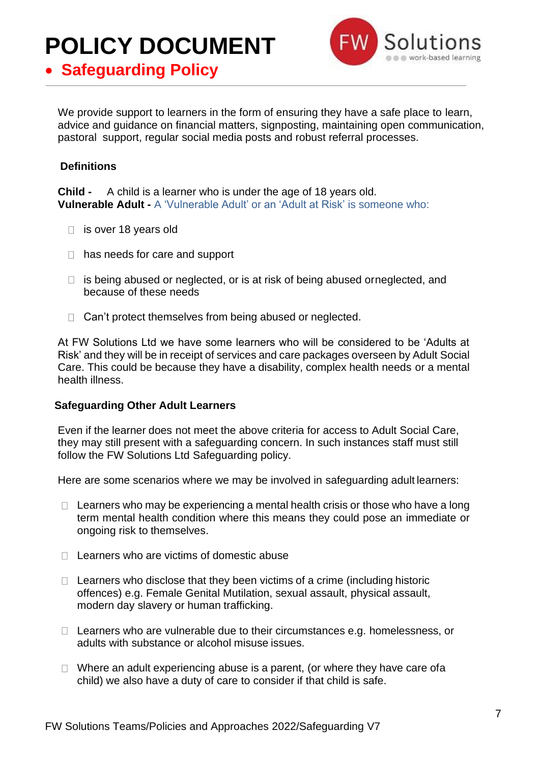# POLICY DOCUMENT

- **Safeguarding Policy**

We provide support to learners in the form of ensuring they have a safe place to learn, advice and guidance on financial matters, signposting, maintaining open communication, pastoral support, regular social media posts and robust referral processes.

### Definitions

**Child -** A child is a learner who is under the age of 18 years old.
**Vulnerable Adult -** A 'Vulnerable Adult' or an 'Adult at Risk' is someone who:

- is over 18 years old
- has needs for care and support
- is being abused or neglected, or is at risk of being abused orneglected, and because of these needs
- Can't protect themselves from being abused or neglected.

At FW Solutions Ltd we have some learners who will be considered to be 'Adults at Risk' and they will be in receipt of services and care packages overseen by Adult Social Care. This could be because they have a disability, complex health needs or a mental health illness.

### Safeguarding Other Adult Learners

Even if the learner does not meet the above criteria for access to Adult Social Care, they may still present with a safeguarding concern. In such instances staff must still follow the FW Solutions Ltd Safeguarding policy.

Here are some scenarios where we may be involved in safeguarding adult learners:

- Learners who may be experiencing a mental health crisis or those who have a long term mental health condition where this means they could pose an immediate or ongoing risk to themselves.
- Learners who are victims of domestic abuse
- Learners who disclose that they been victims of a crime (including historic offences) e.g. Female Genital Mutilation, sexual assault, physical assault, modern day slavery or human trafficking.
- Learners who are vulnerable due to their circumstances e.g. homelessness, or adults with substance or alcohol misuse issues.
- Where an adult experiencing abuse is a parent, (or where they have care ofa child) we also have a duty of care to consider if that child is safe.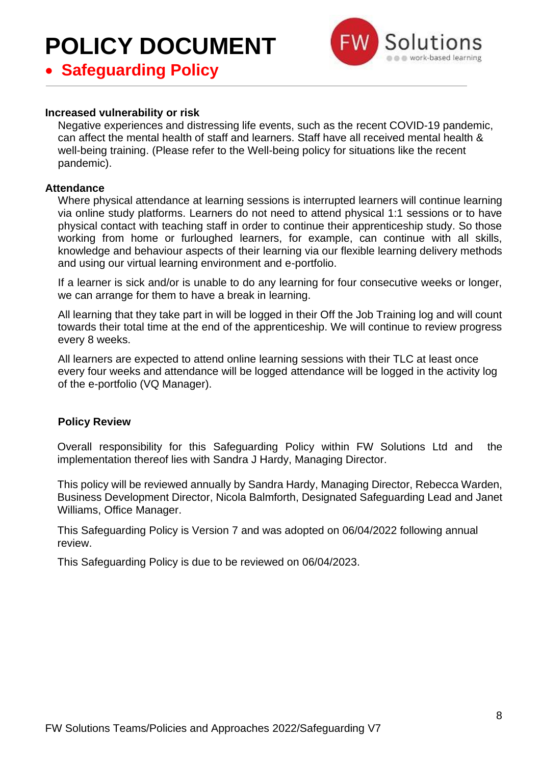#### Increased vulnerability or risk

Negative experiences and distressing life events, such as the recent COVID-19 pandemic, can affect the mental health of staff and learners. Staff have all received mental health & well-being training. (Please refer to the Well-being policy for situations like the recent pandemic).

#### Attendance

Where physical attendance at learning sessions is interrupted learners will continue learning via online study platforms. Learners do not need to attend physical 1:1 sessions or to have physical contact with teaching staff in order to continue their apprenticeship study. So those working from home or furloughed learners, for example, can continue with all skills, knowledge and behaviour aspects of their learning via our flexible learning delivery methods and using our virtual learning environment and e-portfolio.

If a learner is sick and/or is unable to do any learning for four consecutive weeks or longer, we can arrange for them to have a break in learning.

All learning that they take part in will be logged in their Off the Job Training log and will count towards their total time at the end of the apprenticeship. We will continue to review progress every 8 weeks.

All learners are expected to attend online learning sessions with their TLC at least once every four weeks and attendance will be logged attendance will be logged in the activity log of the e-portfolio (VQ Manager).

#### Policy Review

Overall responsibility for this Safeguarding Policy within FW Solutions Ltd and the implementation thereof lies with Sandra J Hardy, Managing Director.

This policy will be reviewed annually by Sandra Hardy, Managing Director, Rebecca Warden, Business Development Director, Nicola Balmforth, Designated Safeguarding Lead and Janet Williams, Office Manager.

This Safeguarding Policy is Version 7 and was adopted on 06/04/2022 following annual review.

This Safeguarding Policy is due to be reviewed on 06/04/2023.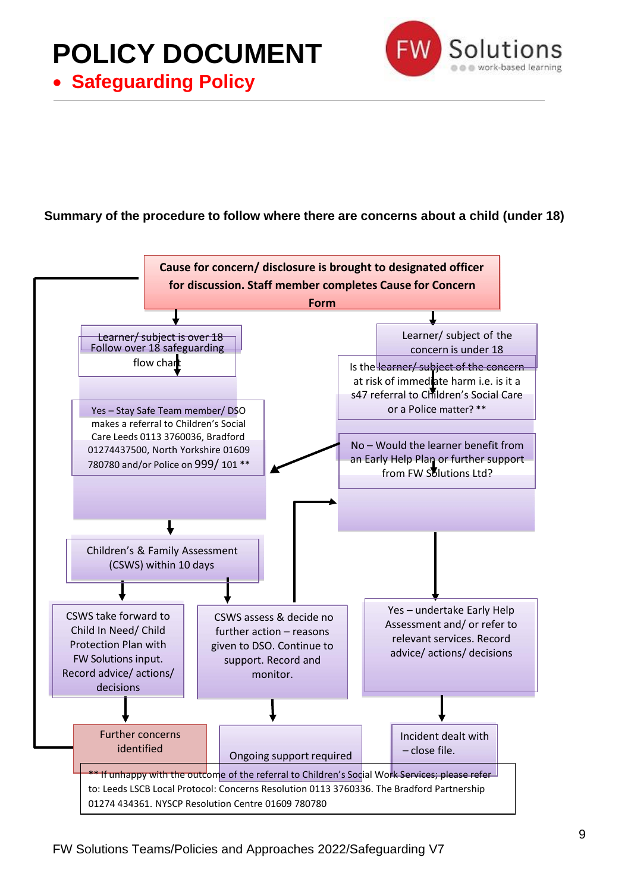# POLICY DOCUMENT

- **Safeguarding Policy**

**Summary of the procedure to follow where there are concerns about a child (under 18)**

**Cause for concern/ disclosure is brought to designated officer for discussion. Staff member completes Cause for Concern Form**

Learner/ subject is over 18 Follow over 18 safeguarding flow chart

Learner/ subject of the concern is under 18

Is the learner/ subject of the concern at risk of immediate harm i.e. is it a s47 referral to Children's Social Care or a Police matter? **

Yes – Stay Safe Team member/ DSO makes a referral to Children's Social Care Leeds 0113 3760036, Bradford 01274437500, North Yorkshire 01609 780780 and/or Police on 999/ 101 **

No – Would the learner benefit from an Early Help Plan or further support from FW Solutions Ltd?

Children's & Family Assessment (CSWS) within 10 days

CSWS take forward to Child In Need/ Child Protection Plan with FW Solutions input. Record advice/ actions/ decisions

CSWS assess & decide no further action – reasons given to DSO. Continue to support. Record and monitor.

Yes – undertake Early Help Assessment and/ or refer to relevant services. Record advice/ actions/ decisions

Further concerns identified

Ongoing support required

Incident dealt with – close file.

** If unhappy with the outcome of the referral to Children's Social Work Services; please refer to: Leeds LSCB Local Protocol: Concerns Resolution 0113 3760336. The Bradford Partnership 01274 434361. NYSCP Resolution Centre 01609 780780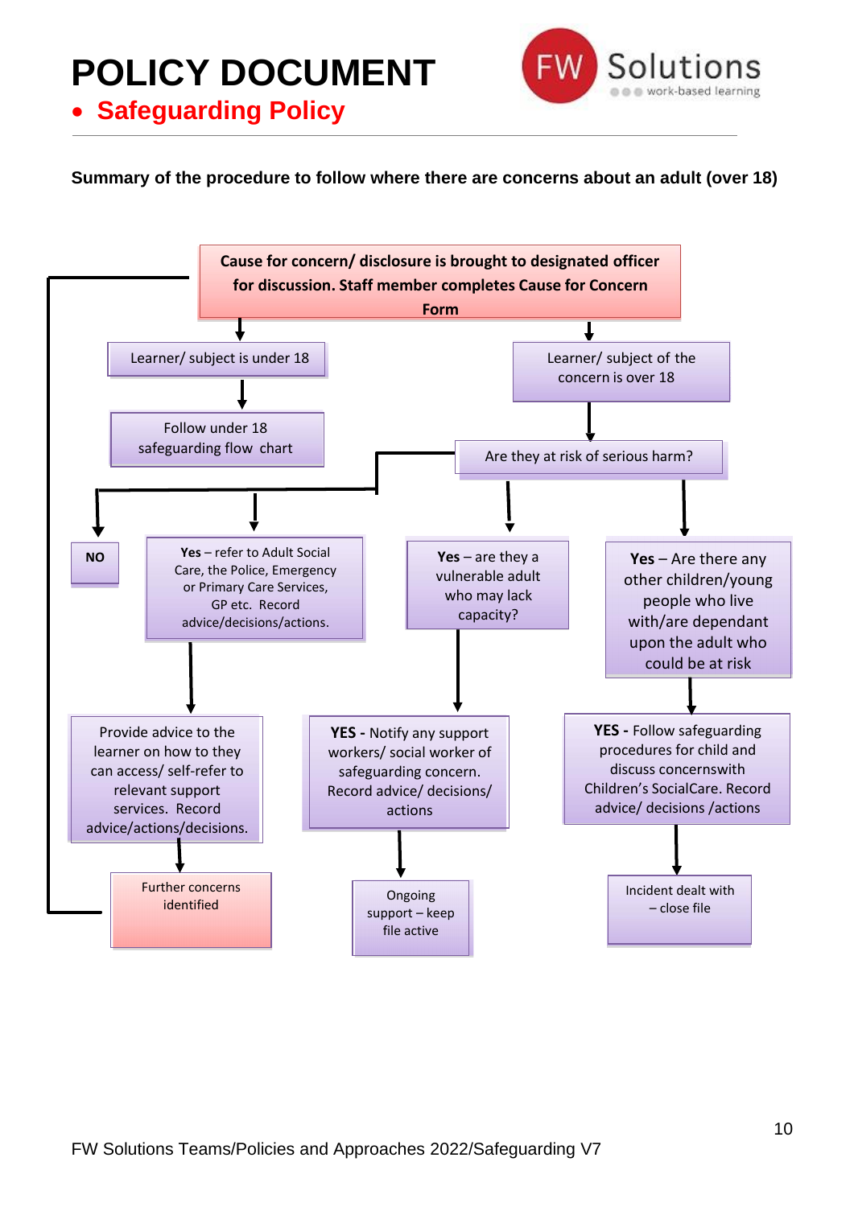# POLICY DOCUMENT

- **Safeguarding Policy**

**Summary of the procedure to follow where there are concerns about an adult (over 18)**

**Cause for concern/ disclosure is brought to designated officer for discussion. Staff member completes Cause for Concern Form**

- Learner/ subject is under 18
  - Follow under 18 safeguarding flow chart
- Learner/ subject of the concern is over 18
  - Are they at risk of serious harm?
    - **NO**
      - Provide advice to the learner on how to they can access/ self-refer to relevant support services. Record advice/actions/decisions.
        - Further concerns identified (return to Cause for concern/ disclosure is brought to designated officer)
    - **Yes** – refer to Adult Social Care, the Police, Emergency Care, or Primary Care Services, GP etc. Record advice/decisions/actions.
      - Provide advice to the learner on how to they can access/ self-refer to relevant support services. Record advice/actions/decisions.
        - Further concerns identified (return to Cause for concern/ disclosure is brought to designated officer)
    - **Yes** – are they a vulnerable adult who may lack capacity?
      - **YES -** Notify any support workers/ social worker of safeguarding concern. Record advice/ decisions/ actions
        - Ongoing support – keep file active
    - **Yes** – Are there any other children/young people who live with/are dependant upon the adult who could be at risk
      - **YES -** Follow safeguarding procedures for child and discuss concernswith Children's SocialCare. Record advice/ decisions /actions
        - Incident dealt with – close file

FW Solutions Teams/Policies and Approaches 2022/Safeguarding V7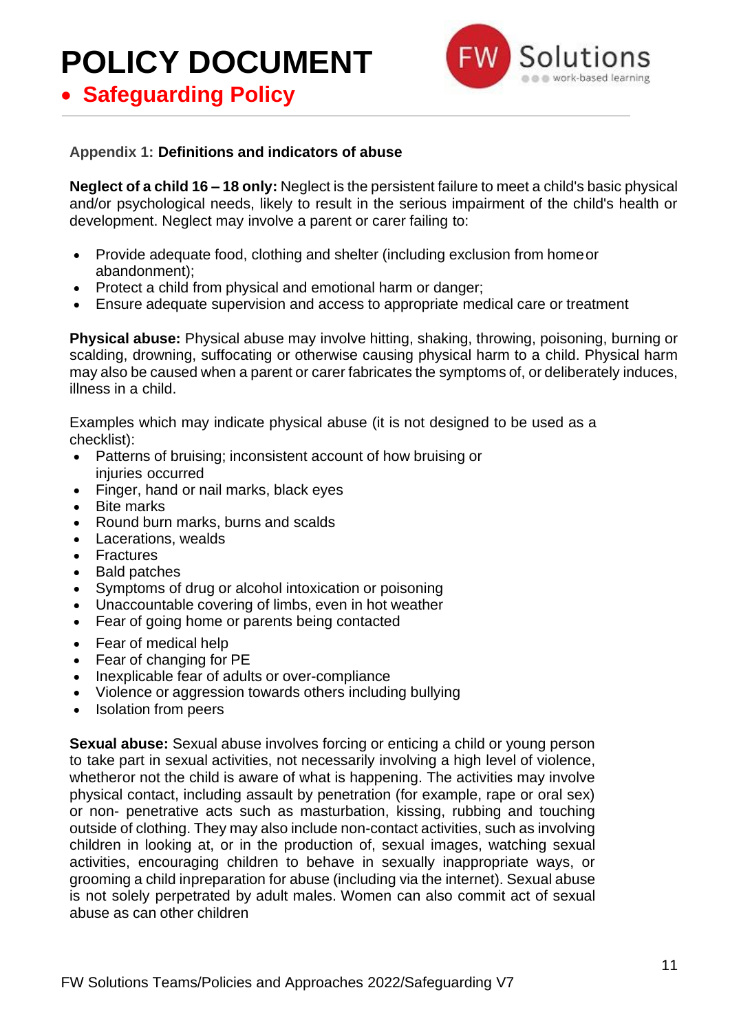# POLICY DOCUMENT

- **Safeguarding Policy**

Appendix 1: **Definitions and indicators of abuse**

**Neglect of a child 16 – 18 only:** Neglect is the persistent failure to meet a child's basic physical and/or psychological needs, likely to result in the serious impairment of the child's health or development. Neglect may involve a parent or carer failing to:

- Provide adequate food, clothing and shelter (including exclusion from home or abandonment);
- Protect a child from physical and emotional harm or danger;
- Ensure adequate supervision and access to appropriate medical care or treatment

**Physical abuse:** Physical abuse may involve hitting, shaking, throwing, poisoning, burning or scalding, drowning, suffocating or otherwise causing physical harm to a child. Physical harm may also be caused when a parent or carer fabricates the symptoms of, or deliberately induces, illness in a child.

Examples which may indicate physical abuse (it is not designed to be used as a checklist):

- Patterns of bruising; inconsistent account of how bruising or injuries occurred
- Finger, hand or nail marks, black eyes
- Bite marks
- Round burn marks, burns and scalds
- Lacerations, wealds
- Fractures
- Bald patches
- Symptoms of drug or alcohol intoxication or poisoning
- Unaccountable covering of limbs, even in hot weather
- Fear of going home or parents being contacted
- Fear of medical help
- Fear of changing for PE
- Inexplicable fear of adults or over-compliance
- Violence or aggression towards others including bullying
- Isolation from peers

**Sexual abuse:** Sexual abuse involves forcing or enticing a child or young person to take part in sexual activities, not necessarily involving a high level of violence, whetheror not the child is aware of what is happening. The activities may involve physical contact, including assault by penetration (for example, rape or oral sex) or non- penetrative acts such as masturbation, kissing, rubbing and touching outside of clothing. They may also include non-contact activities, such as involving children in looking at, or in the production of, sexual images, watching sexual activities, encouraging children to behave in sexually inappropriate ways, or grooming a child inpreparation for abuse (including via the internet). Sexual abuse is not solely perpetrated by adult males. Women can also commit act of sexual abuse as can other children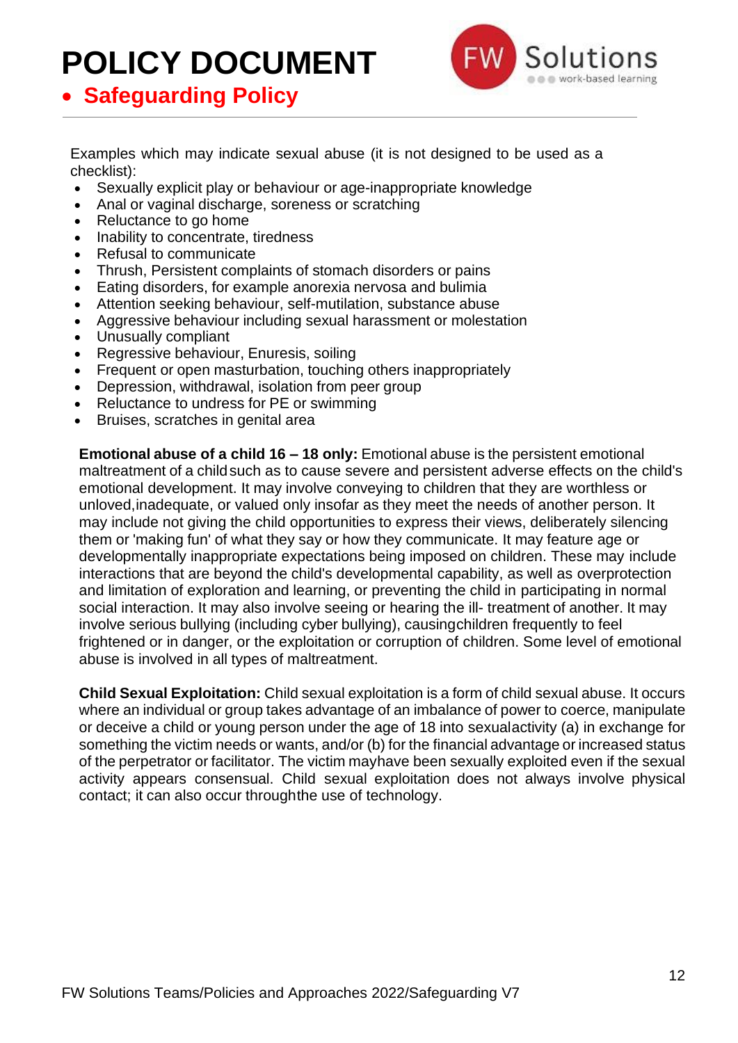Examples which may indicate sexual abuse (it is not designed to be used as a checklist):

- Sexually explicit play or behaviour or age-inappropriate knowledge
- Anal or vaginal discharge, soreness or scratching
- Reluctance to go home
- Inability to concentrate, tiredness
- Refusal to communicate
- Thrush, Persistent complaints of stomach disorders or pains
- Eating disorders, for example anorexia nervosa and bulimia
- Attention seeking behaviour, self-mutilation, substance abuse
- Aggressive behaviour including sexual harassment or molestation
- Unusually compliant
- Regressive behaviour, Enuresis, soiling
- Frequent or open masturbation, touching others inappropriately
- Depression, withdrawal, isolation from peer group
- Reluctance to undress for PE or swimming
- Bruises, scratches in genital area

**Emotional abuse of a child 16 – 18 only:** Emotional abuse is the persistent emotional maltreatment of a child such as to cause severe and persistent adverse effects on the child's emotional development. It may involve conveying to children that they are worthless or unloved, inadequate, or valued only insofar as they meet the needs of another person. It may include not giving the child opportunities to express their views, deliberately silencing them or 'making fun' of what they say or how they communicate. It may feature age or developmentally inappropriate expectations being imposed on children. These may include interactions that are beyond the child's developmental capability, as well as overprotection and limitation of exploration and learning, or preventing the child in participating in normal social interaction. It may also involve seeing or hearing the ill- treatment of another. It may involve serious bullying (including cyber bullying), causing children frequently to feel frightened or in danger, or the exploitation or corruption of children. Some level of emotional abuse is involved in all types of maltreatment.

**Child Sexual Exploitation:** Child sexual exploitation is a form of child sexual abuse. It occurs where an individual or group takes advantage of an imbalance of power to coerce, manipulate or deceive a child or young person under the age of 18 into sexual activity (a) in exchange for something the victim needs or wants, and/or (b) for the financial advantage or increased status of the perpetrator or facilitator. The victim may have been sexually exploited even if the sexual activity appears consensual. Child sexual exploitation does not always involve physical contact; it can also occur through the use of technology.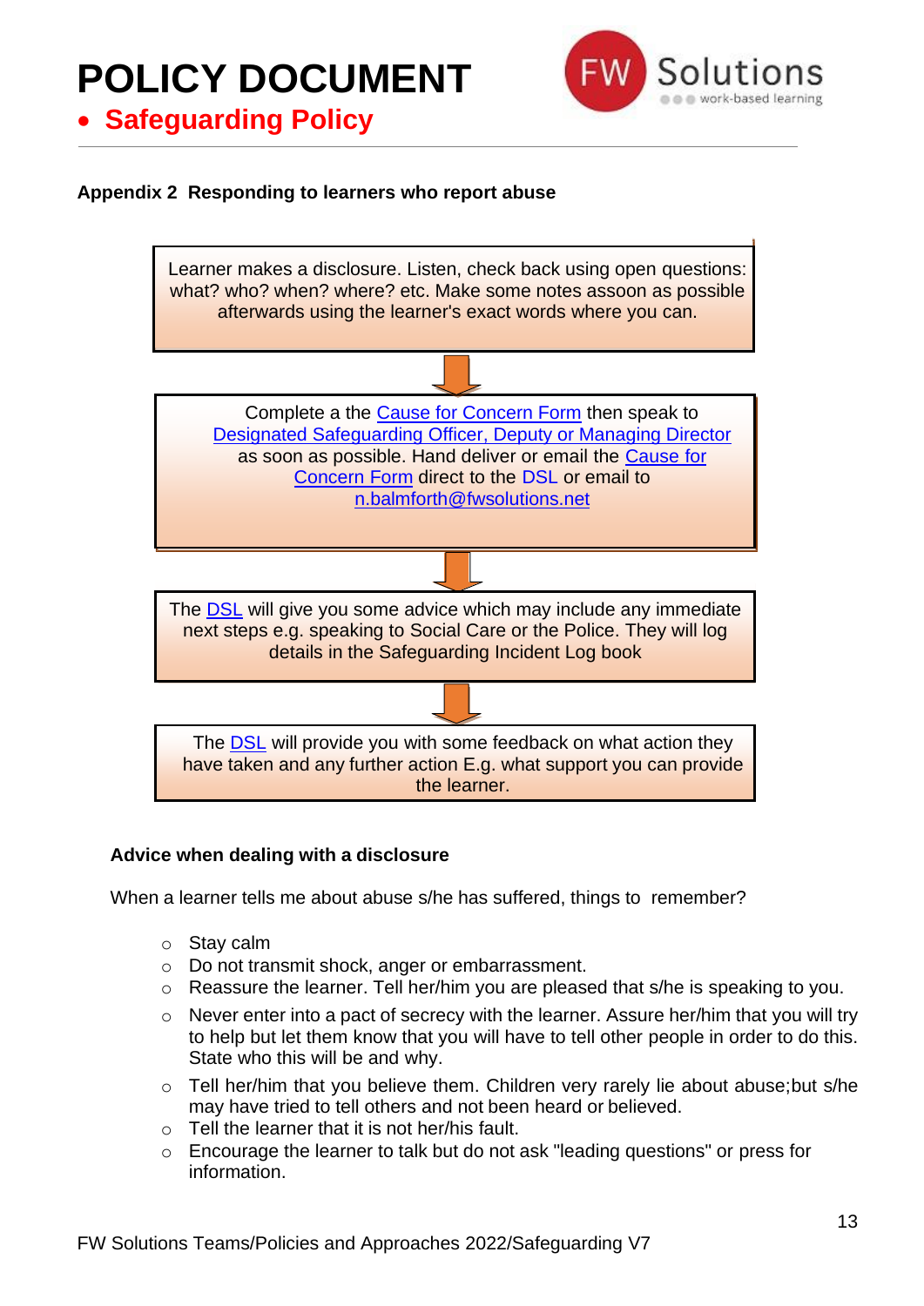# POLICY DOCUMENT

- **Safeguarding Policy**

**Appendix 2 Responding to learners who report abuse**

Learner makes a disclosure. Listen, check back using open questions: what? who? when? where? etc. Make some notes assoon as possible afterwards using the learner's exact words where you can.

↓

Complete a the Cause for Concern Form then speak to Designated Safeguarding Officer, Deputy or Managing Director as soon as possible. Hand deliver or email the Cause for Concern Form direct to the DSL or email to n.balmforth@fwsolutions.net

↓

The DSL will give you some advice which may include any immediate next steps e.g. speaking to Social Care or the Police. They will log details in the Safeguarding Incident Log book

↓

The DSL will provide you with some feedback on what action they have taken and any further action E.g. what support you can provide the learner.

**Advice when dealing with a disclosure**

When a learner tells me about abuse s/he has suffered, things to remember?

- Stay calm
- Do not transmit shock, anger or embarrassment.
- Reassure the learner. Tell her/him you are pleased that s/he is speaking to you.
- Never enter into a pact of secrecy with the learner. Assure her/him that you will try to help but let them know that you will have to tell other people in order to do this. State who this will be and why.
- Tell her/him that you believe them. Children very rarely lie about abuse;but s/he may have tried to tell others and not been heard or believed.
- Tell the learner that it is not her/his fault.
- Encourage the learner to talk but do not ask "leading questions" or press for information.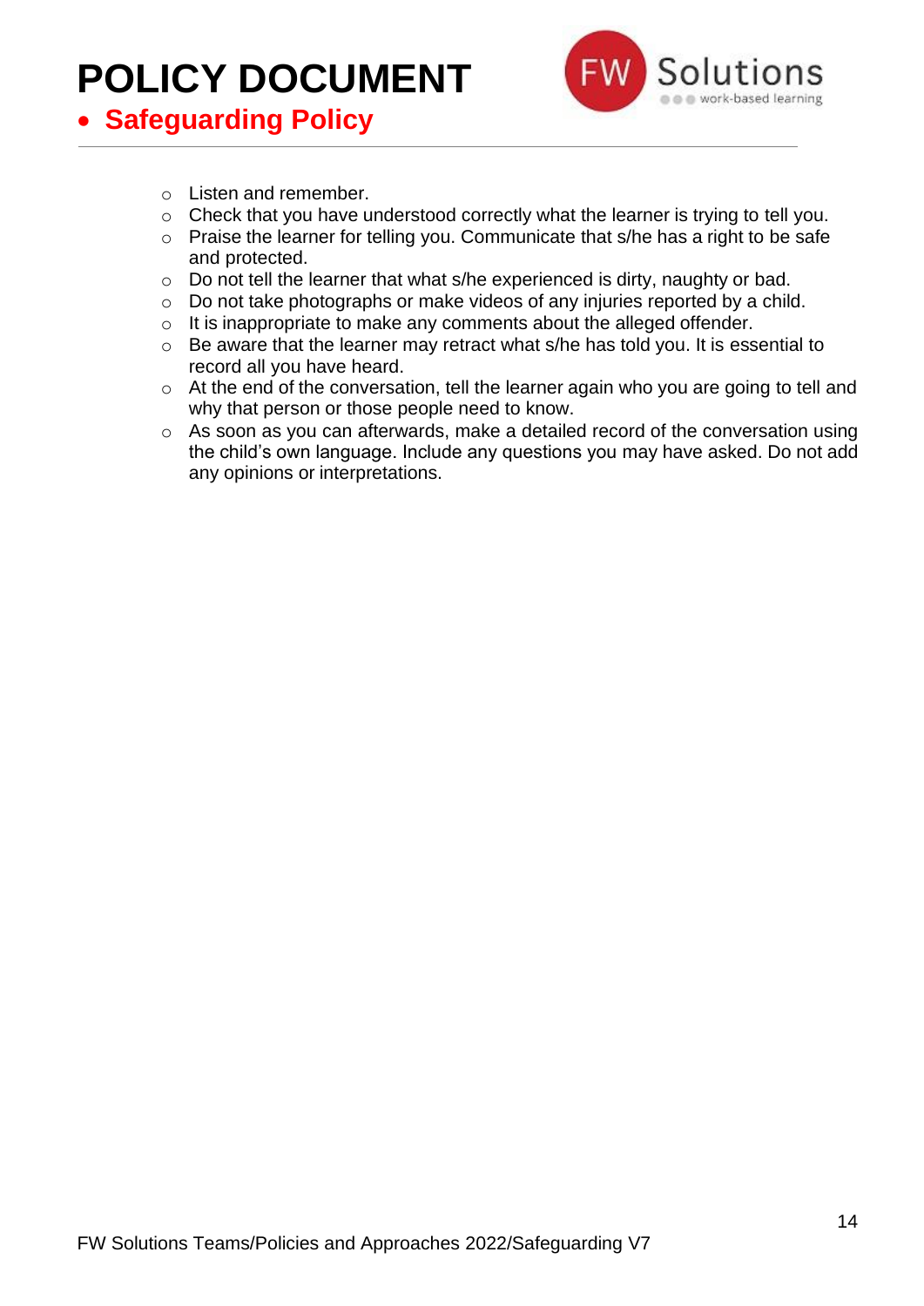- Listen and remember.
- Check that you have understood correctly what the learner is trying to tell you.
- Praise the learner for telling you. Communicate that s/he has a right to be safe and protected.
- Do not tell the learner that what s/he experienced is dirty, naughty or bad.
- Do not take photographs or make videos of any injuries reported by a child.
- It is inappropriate to make any comments about the alleged offender.
- Be aware that the learner may retract what s/he has told you. It is essential to record all you have heard.
- At the end of the conversation, tell the learner again who you are going to tell and why that person or those people need to know.
- As soon as you can afterwards, make a detailed record of the conversation using the child's own language. Include any questions you may have asked. Do not add any opinions or interpretations.